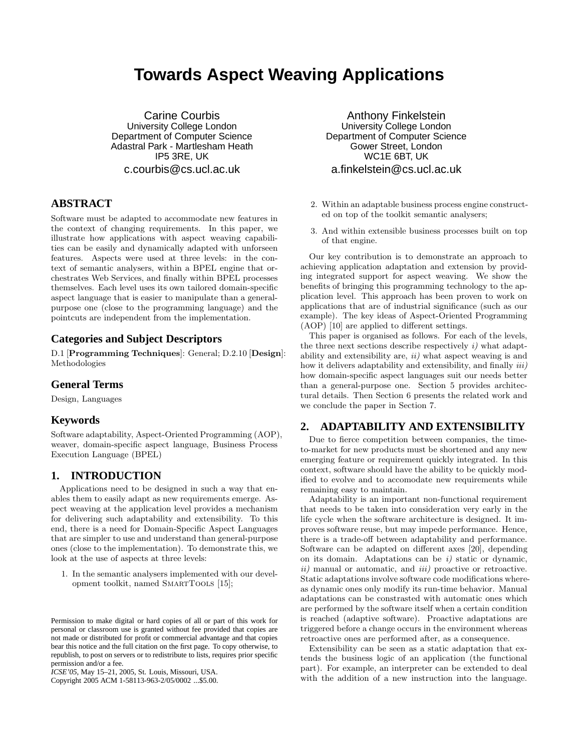# Towards Aspect Weaving Applications

Carine Courbis
University College London
Department of Computer Science
Adastral Park - Martlesham Heath
IP5 3RE, UK
c.courbis@cs.ucl.ac.uk

Anthony Finkelstein
University College London
Department of Computer Science
Gower Street, London
WC1E 6BT, UK
a.finkelstein@cs.ucl.ac.uk

## ABSTRACT

Software must be adapted to accommodate new features in the context of changing requirements. In this paper, we illustrate how applications with aspect weaving capabilities can be easily and dynamically adapted with unforseen features. Aspects were used at three levels: in the context of semantic analysers, within a BPEL engine that orchestrates Web Services, and finally within BPEL processes themselves. Each level uses its own tailored domain-specific aspect language that is easier to manipulate than a general-purpose one (close to the programming language) and the pointcuts are independent from the implementation.

## Categories and Subject Descriptors

D.1 [**Programming Techniques**]: General; D.2.10 [**Design**]: Methodologies

## General Terms

Design, Languages

## Keywords

Software adaptability, Aspect-Oriented Programming (AOP), weaver, domain-specific aspect language, Business Process Execution Language (BPEL)

## 1. INTRODUCTION

Applications need to be designed in such a way that enables them to easily adapt as new requirements emerge. Aspect weaving at the application level provides a mechanism for delivering such adaptability and extensibility. To this end, there is a need for Domain-Specific Aspect Languages that are simpler to use and understand than general-purpose ones (close to the implementation). To demonstrate this, we look at the use of aspects at three levels:

1. In the semantic analysers implemented with our development toolkit, named SmartTools [15];
2. Within an adaptable business process engine constructed on top of the toolkit semantic analysers;
3. And within extensible business processes built on top of that engine.

Our key contribution is to demonstrate an approach to achieving application adaptation and extension by providing integrated support for aspect weaving. We show the benefits of bringing this programming technology to the application level. This approach has been proven to work on applications that are of industrial significance (such as our example). The key ideas of Aspect-Oriented Programming (AOP) [10] are applied to different settings.

This paper is organised as follows. For each of the levels, the three next sections describe respectively *i)* what adaptability and extensibility are, *ii)* what aspect weaving is and how it delivers adaptability and extensibility, and finally *iii)* how domain-specific aspect languages suit our needs better than a general-purpose one. Section 5 provides architectural details. Then Section 6 presents the related work and we conclude the paper in Section 7.

## 2. ADAPTABILITY AND EXTENSIBILITY

Due to fierce competition between companies, the time-to-market for new products must be shortened and any new emerging feature or requirement quickly integrated. In this context, software should have the ability to be quickly modified to evolve and to accomodate new requirements while remaining easy to maintain.

Adaptability is an important non-functional requirement that needs to be taken into consideration very early in the life cycle when the software architecture is designed. It improves software reuse, but may impede performance. Hence, there is a trade-off between adaptability and performance. Software can be adapted on different axes [20], depending on its domain. Adaptations can be *i)* static or dynamic, *ii)* manual or automatic, and *iii)* proactive or retroactive. Static adaptations involve software code modifications whereas dynamic ones only modify its run-time behavior. Manual adaptations can be constrasted with automatic ones which are performed by the software itself when a certain condition is reached (adaptive software). Proactive adaptations are triggered before a change occurs in the environment whereas retroactive ones are performed after, as a consequence.

Extensibility can be seen as a static adaptation that extends the business logic of an application (the functional part). For example, an interpreter can be extended to deal with the addition of a new instruction into the language.

Permission to make digital or hard copies of all or part of this work for personal or classroom use is granted without fee provided that copies are not made or distributed for profit or commercial advantage and that copies bear this notice and the full citation on the first page. To copy otherwise, to republish, to post on servers or to redistribute to lists, requires prior specific permission and/or a fee.
*ICSE'05,* May 15–21, 2005, St. Louis, Missouri, USA.
Copyright 2005 ACM 1-58113-963-2/05/0002 ...$5.00.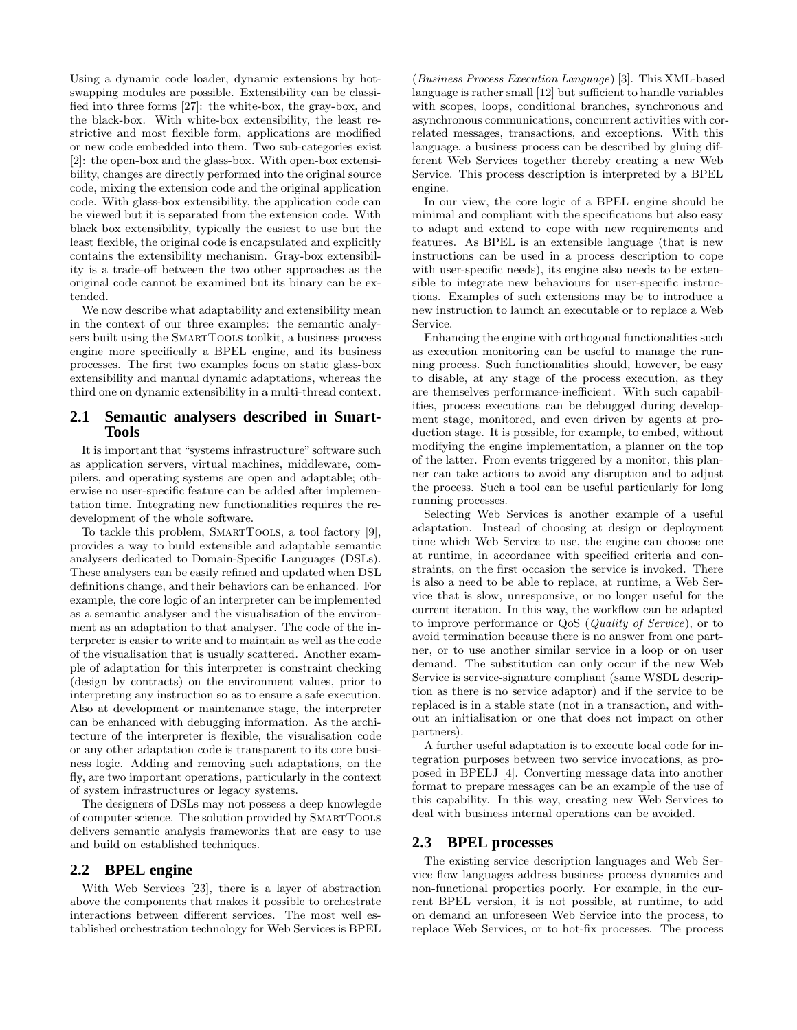Using a dynamic code loader, dynamic extensions by hot-swapping modules are possible. Extensibility can be classified into three forms [27]: the white-box, the gray-box, and the black-box. With white-box extensibility, the least restrictive and most flexible form, applications are modified or new code embedded into them. Two sub-categories exist [2]: the open-box and the glass-box. With open-box extensibility, changes are directly performed into the original source code, mixing the extension code and the original application code. With glass-box extensibility, the application code can be viewed but it is separated from the extension code. With black box extensibility, typically the easiest to use but the least flexible, the original code is encapsulated and explicitly contains the extensibility mechanism. Gray-box extensibility is a trade-off between the two other approaches as the original code cannot be examined but its binary can be extended.

We now describe what adaptability and extensibility mean in the context of our three examples: the semantic analysers built using the SmartTools toolkit, a business process engine more specifically a BPEL engine, and its business processes. The first two examples focus on static glass-box extensibility and manual dynamic adaptations, whereas the third one on dynamic extensibility in a multi-thread context.

## 2.1 Semantic analysers described in SmartTools

It is important that "systems infrastructure" software such as application servers, virtual machines, middleware, compilers, and operating systems are open and adaptable; otherwise no user-specific feature can be added after implementation time. Integrating new functionalities requires the redevelopment of the whole software.

To tackle this problem, SmartTools, a tool factory [9], provides a way to build extensible and adaptable semantic analysers dedicated to Domain-Specific Languages (DSLs). These analysers can be easily refined and updated when DSL definitions change, and their behaviors can be enhanced. For example, the core logic of an interpreter can be implemented as a semantic analyser and the visualisation of the environment as an adaptation to that analyser. The code of the interpreter is easier to write and to maintain as well as the code of the visualisation that is usually scattered. Another example of adaptation for this interpreter is constraint checking (design by contracts) on the environment values, prior to interpreting any instruction so as to ensure a safe execution. Also at development or maintenance stage, the interpreter can be enhanced with debugging information. As the architecture of the interpreter is flexible, the visualisation code or any other adaptation code is transparent to its core business logic. Adding and removing such adaptations, on the fly, are two important operations, particularly in the context of system infrastructures or legacy systems.

The designers of DSLs may not possess a deep knowlegde of computer science. The solution provided by SmartTools delivers semantic analysis frameworks that are easy to use and build on established techniques.

## 2.2 BPEL engine

With Web Services [23], there is a layer of abstraction above the components that makes it possible to orchestrate interactions between different services. The most well established orchestration technology for Web Services is BPEL (*Business Process Execution Language*) [3]. This XML-based language is rather small [12] but sufficient to handle variables with scopes, loops, conditional branches, synchronous and asynchronous communications, concurrent activities with correlated messages, transactions, and exceptions. With this language, a business process can be described by gluing different Web Services together thereby creating a new Web Service. This process description is interpreted by a BPEL engine.

In our view, the core logic of a BPEL engine should be minimal and compliant with the specifications but also easy to adapt and extend to cope with new requirements and features. As BPEL is an extensible language (that is new instructions can be used in a process description to cope with user-specific needs), its engine also needs to be extensible to integrate new behaviours for user-specific instructions. Examples of such extensions may be to introduce a new instruction to launch an executable or to replace a Web Service.

Enhancing the engine with orthogonal functionalities such as execution monitoring can be useful to manage the running process. Such functionalities should, however, be easy to disable, at any stage of the process execution, as they are themselves performance-inefficient. With such capabilities, process executions can be debugged during development stage, monitored, and even driven by agents at production stage. It is possible, for example, to embed, without modifying the engine implementation, a planner on the top of the latter. From events triggered by a monitor, this planner can take actions to avoid any disruption and to adjust the process. Such a tool can be useful particularly for long running processes.

Selecting Web Services is another example of a useful adaptation. Instead of choosing at design or deployment time which Web Service to use, the engine can choose one at runtime, in accordance with specified criteria and constraints, on the first occasion the service is invoked. There is also a need to be able to replace, at runtime, a Web Service that is slow, unresponsive, or no longer useful for the current iteration. In this way, the workflow can be adapted to improve performance or QoS (*Quality of Service*), or to avoid termination because there is no answer from one partner, or to use another similar service in a loop or on user demand. The substitution can only occur if the new Web Service is service-signature compliant (same WSDL description as there is no service adaptor) and if the service to be replaced is in a stable state (not in a transaction, and without an initialisation or one that does not impact on other partners).

A further useful adaptation is to execute local code for integration purposes between two service invocations, as proposed in BPELJ [4]. Converting message data into another format to prepare messages can be an example of the use of this capability. In this way, creating new Web Services to deal with business internal operations can be avoided.

## 2.3 BPEL processes

The existing service description languages and Web Service flow languages address business process dynamics and non-functional properties poorly. For example, in the current BPEL version, it is not possible, at runtime, to add on demand an unforeseen Web Service into the process, to replace Web Services, or to hot-fix processes. The process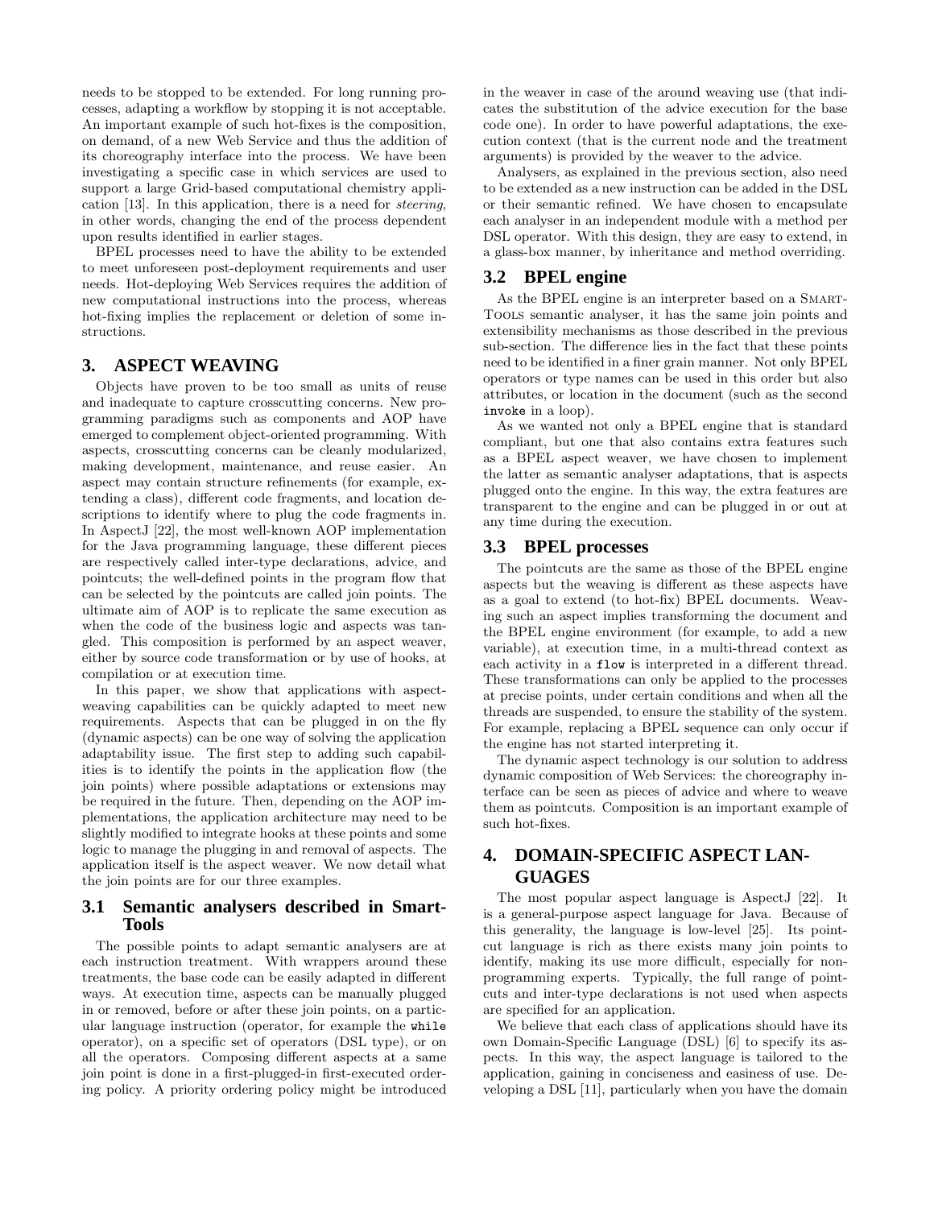needs to be stopped to be extended. For long running processes, adapting a workflow by stopping it is not acceptable. An important example of such hot-fixes is the composition, on demand, of a new Web Service and thus the addition of its choreography interface into the process. We have been investigating a specific case in which services are used to support a large Grid-based computational chemistry application [13]. In this application, there is a need for *steering*, in other words, changing the end of the process dependent upon results identified in earlier stages.

BPEL processes need to have the ability to be extended to meet unforeseen post-deployment requirements and user needs. Hot-deploying Web Services requires the addition of new computational instructions into the process, whereas hot-fixing implies the replacement or deletion of some instructions.

## 3. ASPECT WEAVING

Objects have proven to be too small as units of reuse and inadequate to capture crosscutting concerns. New programming paradigms such as components and AOP have emerged to complement object-oriented programming. With aspects, crosscutting concerns can be cleanly modularized, making development, maintenance, and reuse easier. An aspect may contain structure refinements (for example, extending a class), different code fragments, and location descriptions to identify where to plug the code fragments in. In AspectJ [22], the most well-known AOP implementation for the Java programming language, these different pieces are respectively called inter-type declarations, advice, and pointcuts; the well-defined points in the program flow that can be selected by the pointcuts are called join points. The ultimate aim of AOP is to replicate the same execution as when the code of the business logic and aspects was tangled. This composition is performed by an aspect weaver, either by source code transformation or by use of hooks, at compilation or at execution time.

In this paper, we show that applications with aspect-weaving capabilities can be quickly adapted to meet new requirements. Aspects that can be plugged in on the fly (dynamic aspects) can be one way of solving the application adaptability issue. The first step to adding such capabilities is to identify the points in the application flow (the join points) where possible adaptations or extensions may be required in the future. Then, depending on the AOP implementations, the application architecture may need to be slightly modified to integrate hooks at these points and some logic to manage the plugging in and removal of aspects. The application itself is the aspect weaver. We now detail what the join points are for our three examples.

### 3.1 Semantic analysers described in SmartTools

The possible points to adapt semantic analysers are at each instruction treatment. With wrappers around these treatments, the base code can be easily adapted in different ways. At execution time, aspects can be manually plugged in or removed, before or after these join points, on a particular language instruction (operator, for example the `while` operator), on a specific set of operators (DSL type), or on all the operators. Composing different aspects at a same join point is done in a first-plugged-in first-executed ordering policy. A priority ordering policy might be introduced in the weaver in case of the around weaving use (that indicates the substitution of the advice execution for the base code one). In order to have powerful adaptations, the execution context (that is the current node and the treatment arguments) is provided by the weaver to the advice.

Analysers, as explained in the previous section, also need to be extended as a new instruction can be added in the DSL or their semantic refined. We have chosen to encapsulate each analyser in an independent module with a method per DSL operator. With this design, they are easy to extend, in a glass-box manner, by inheritance and method overriding.

### 3.2 BPEL engine

As the BPEL engine is an interpreter based on a SmartTools semantic analyser, it has the same join points and extensibility mechanisms as those described in the previous sub-section. The difference lies in the fact that these points need to be identified in a finer grain manner. Not only BPEL operators or type names can be used in this order but also attributes, or location in the document (such as the second `invoke` in a loop).

As we wanted not only a BPEL engine that is standard compliant, but one that also contains extra features such as a BPEL aspect weaver, we have chosen to implement the latter as semantic analyser adaptations, that is aspects plugged onto the engine. In this way, the extra features are transparent to the engine and can be plugged in or out at any time during the execution.

### 3.3 BPEL processes

The pointcuts are the same as those of the BPEL engine aspects but the weaving is different as these aspects have as a goal to extend (to hot-fix) BPEL documents. Weaving such an aspect implies transforming the document and the BPEL engine environment (for example, to add a new variable), at execution time, in a multi-thread context as each activity in a `flow` is interpreted in a different thread. These transformations can only be applied to the processes at precise points, under certain conditions and when all the threads are suspended, to ensure the stability of the system. For example, replacing a BPEL sequence can only occur if the engine has not started interpreting it.

The dynamic aspect technology is our solution to address dynamic composition of Web Services: the choreography interface can be seen as pieces of advice and where to weave them as pointcuts. Composition is an important example of such hot-fixes.

## 4. DOMAIN-SPECIFIC ASPECT LANGUAGES

The most popular aspect language is AspectJ [22]. It is a general-purpose aspect language for Java. Because of this generality, the language is low-level [25]. Its pointcut language is rich as there exists many join points to identify, making its use more difficult, especially for non-programming experts. Typically, the full range of pointcuts and inter-type declarations is not used when aspects are specified for an application.

We believe that each class of applications should have its own Domain-Specific Language (DSL) [6] to specify its aspects. In this way, the aspect language is tailored to the application, gaining in conciseness and easiness of use. Developing a DSL [11], particularly when you have the domain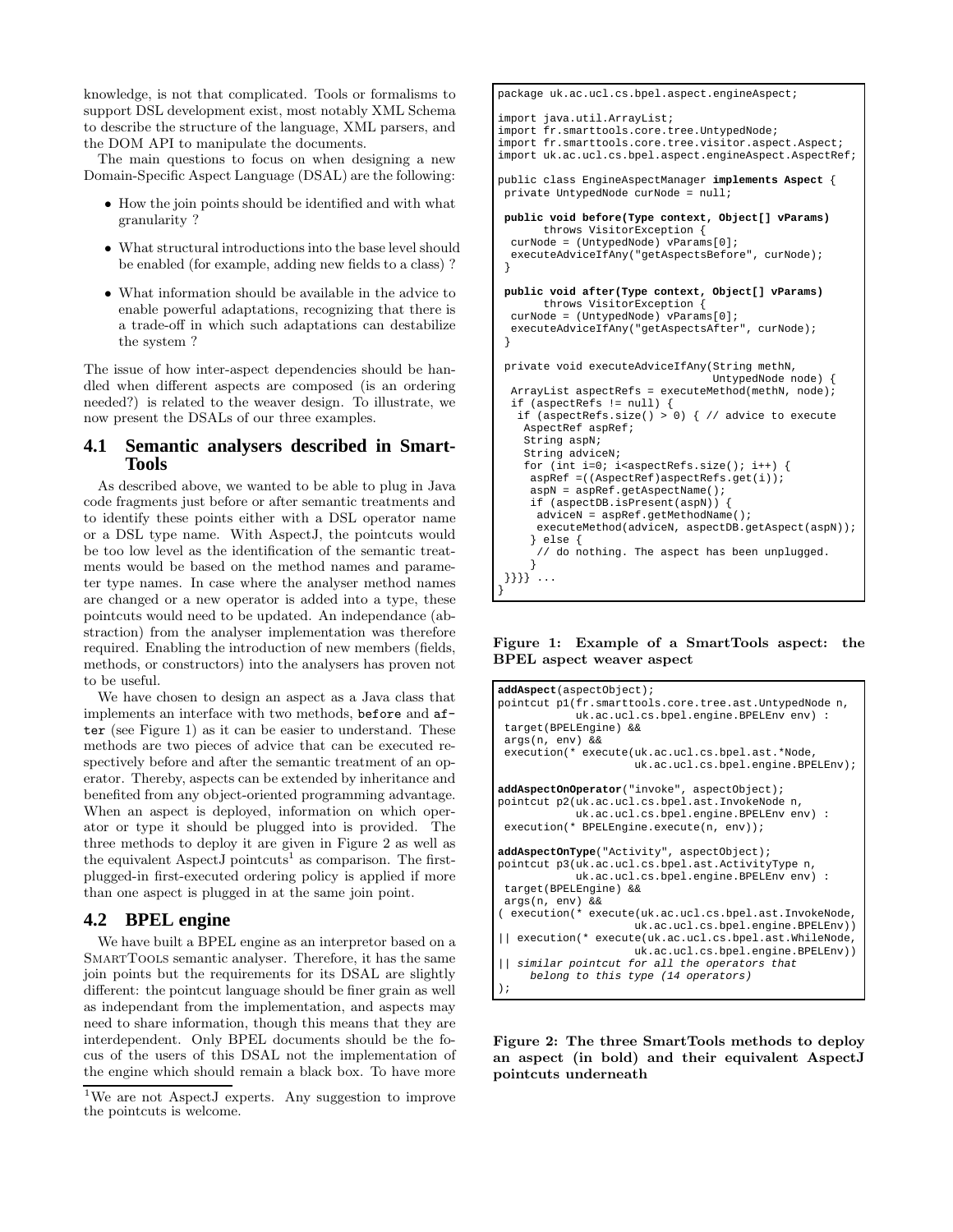knowledge, is not that complicated. Tools or formalisms to support DSL development exist, most notably XML Schema to describe the structure of the language, XML parsers, and the DOM API to manipulate the documents.

The main questions to focus on when designing a new Domain-Specific Aspect Language (DSAL) are the following:

- How the join points should be identified and with what granularity ?
- What structural introductions into the base level should be enabled (for example, adding new fields to a class) ?
- What information should be available in the advice to enable powerful adaptations, recognizing that there is a trade-off in which such adaptations can destabilize the system ?

The issue of how inter-aspect dependencies should be handled when different aspects are composed (is an ordering needed?) is related to the weaver design. To illustrate, we now present the DSALs of our three examples.

## 4.1 Semantic analysers described in SmartTools

As described above, we wanted to be able to plug in Java code fragments just before or after semantic treatments and to identify these points either with a DSL operator name or a DSL type name. With AspectJ, the pointcuts would be too low level as the identification of the semantic treatments would be based on the method names and parameter type names. In case where the analyser method names are changed or a new operator is added into a type, these pointcuts would need to be updated. An independance (abstraction) from the analyser implementation was therefore required. Enabling the introduction of new members (fields, methods, or constructors) into the analysers has proven not to be useful.

We have chosen to design an aspect as a Java class that implements an interface with two methods, `before` and `after` (see Figure 1) as it can be easier to understand. These methods are two pieces of advice that can be executed respectively before and after the semantic treatment of an operator. Thereby, aspects can be extended by inheritance and benefited from any object-oriented programming advantage. When an aspect is deployed, information on which operator or type it should be plugged into is provided. The three methods to deploy it are given in Figure 2 as well as the equivalent AspectJ pointcuts[1] as comparison. The first-plugged-in first-executed ordering policy is applied if more than one aspect is plugged in at the same join point.

## 4.2 BPEL engine

We have built a BPEL engine as an interpretor based on a SmartTools semantic analyser. Therefore, it has the same join points but the requirements for its DSAL are slightly different: the pointcut language should be finer grain as well as independant from the implementation, and aspects may need to share information, though this means that they are interdependent. Only BPEL documents should be the focus of the users of this DSAL not the implementation of the engine which should remain a black box. To have more

[1] We are not AspectJ experts. Any suggestion to improve the pointcuts is welcome.

```
package uk.ac.ucl.cs.bpel.aspect.engineAspect;

import java.util.ArrayList;
import fr.smarttools.core.tree.UntypedNode;
import fr.smarttools.core.tree.visitor.aspect.Aspect;
import uk.ac.ucl.cs.bpel.aspect.engineAspect.AspectRef;

public class EngineAspectManager implements Aspect {
 private UntypedNode curNode = null;

 public void before(Type context, Object[] vParams)
       throws VisitorException {
  curNode = (UntypedNode) vParams[0];
  executeAdviceIfAny("getAspectsBefore", curNode);
 }

 public void after(Type context, Object[] vParams)
       throws VisitorException {
  curNode = (UntypedNode) vParams[0];
  executeAdviceIfAny("getAspectsAfter", curNode);
 }

 private void executeAdviceIfAny(String methN,
                                  UntypedNode node) {
  ArrayList aspectRefs = executeMethod(methN, node);
  if (aspectRefs != null) {
   if (aspectRefs.size() > 0) { // advice to execute
    AspectRef aspRef;
    String aspN;
    String adviceN;
    for (int i=0; i<aspectRefs.size(); i++) {
     aspRef =((AspectRef)aspectRefs.get(i));
     aspN = aspRef.getAspectName();
     if (aspectDB.isPresent(aspN)) {
      adviceN = aspRef.getMethodName();
      executeMethod(adviceN, aspectDB.getAspect(aspN));
     } else {
      // do nothing. The aspect has been unplugged.
     }
 }}}} ...
}
```

**Figure 1: Example of a SmartTools aspect: the BPEL aspect weaver aspect**

```
addAspect(aspectObject);
pointcut p1(fr.smarttools.core.tree.ast.UntypedNode n,
            uk.ac.ucl.cs.bpel.engine.BPELEnv env) :
 target(BPELEngine) &&
 args(n, env) &&
 execution(* execute(uk.ac.ucl.cs.bpel.ast.*Node,
                     uk.ac.ucl.cs.bpel.engine.BPELEnv);

addAspectOnOperator("invoke", aspectObject);
pointcut p2(uk.ac.ucl.cs.bpel.ast.InvokeNode n,
            uk.ac.ucl.cs.bpel.engine.BPELEnv env) :
 execution(* BPELEngine.execute(n, env));

addAspectOnType("Activity", aspectObject);
pointcut p3(uk.ac.ucl.cs.bpel.ast.ActivityType n,
            uk.ac.ucl.cs.bpel.engine.BPELEnv env) :
 target(BPELEngine) &&
 args(n, env) &&
( execution(* execute(uk.ac.ucl.cs.bpel.ast.InvokeNode,
                     uk.ac.ucl.cs.bpel.engine.BPELEnv))
|| execution(* execute(uk.ac.ucl.cs.bpel.ast.WhileNode,
                     uk.ac.ucl.cs.bpel.engine.BPELEnv))
|| similar pointcut for all the operators that
     belong to this type (14 operators)
);
```

**Figure 2: The three SmartTools methods to deploy an aspect (in bold) and their equivalent AspectJ pointcuts underneath**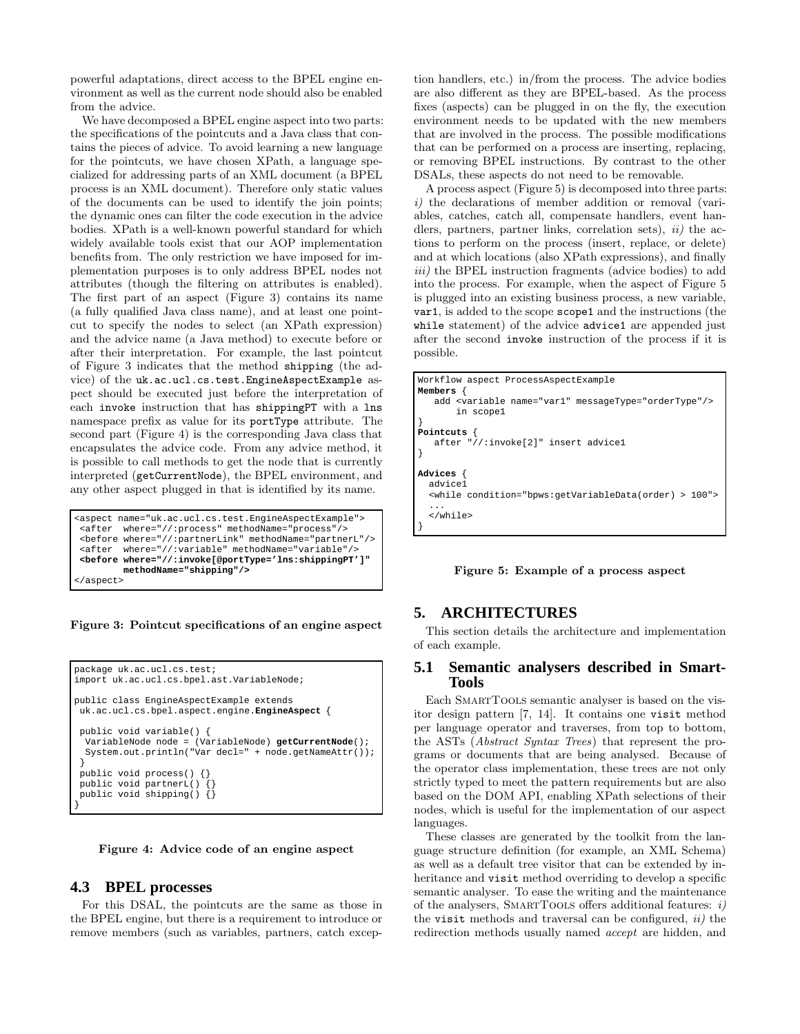powerful adaptations, direct access to the BPEL engine environment as well as the current node should also be enabled from the advice.

We have decomposed a BPEL engine aspect into two parts: the specifications of the pointcuts and a Java class that contains the pieces of advice. To avoid learning a new language for the pointcuts, we have chosen XPath, a language specialized for addressing parts of an XML document (a BPEL process is an XML document). Therefore only static values of the documents can be used to identify the join points; the dynamic ones can filter the code execution in the advice bodies. XPath is a well-known powerful standard for which widely available tools exist that our AOP implementation benefits from. The only restriction we have imposed for implementation purposes is to only address BPEL nodes not attributes (though the filtering on attributes is enabled). The first part of an aspect (Figure 3) contains its name (a fully qualified Java class name), and at least one pointcut to specify the nodes to select (an XPath expression) and the advice name (a Java method) to execute before or after their interpretation. For example, the last pointcut of Figure 3 indicates that the method `shipping` (the advice) of the `uk.ac.ucl.cs.test.EngineAspectExample` aspect should be executed just before the interpretation of each `invoke` instruction that has `shippingPT` with a `lns` namespace prefix as value for its `portType` attribute. The second part (Figure 4) is the corresponding Java class that encapsulates the advice code. From any advice method, it is possible to call methods to get the node that is currently interpreted (`getCurrentNode`), the BPEL environment, and any other aspect plugged in that is identified by its name.

```
<aspect name="uk.ac.ucl.cs.test.EngineAspectExample">
 <after  where="//:process" methodName="process"/>
 <before where="//:partnerLink" methodName="partnerL"/>
 <after  where="//:variable" methodName="variable"/>
 <before where="//:invoke[@portType='lns:shippingPT']"
         methodName="shipping"/>
</aspect>
```

**Figure 3: Pointcut specifications of an engine aspect**

```
package uk.ac.ucl.cs.test;
import uk.ac.ucl.cs.bpel.ast.VariableNode;

public class EngineAspectExample extends
 uk.ac.ucl.cs.bpel.aspect.engine.EngineAspect {

 public void variable() {
  VariableNode node = (VariableNode) getCurrentNode();
  System.out.println("Var decl=" + node.getNameAttr());
 }
 public void process() {}
 public void partnerL() {}
 public void shipping() {}
}
```

**Figure 4: Advice code of an engine aspect**

### 4.3 BPEL processes

For this DSAL, the pointcuts are the same as those in the BPEL engine, but there is a requirement to introduce or remove members (such as variables, partners, catch exception handlers, etc.) in/from the process. The advice bodies are also different as they are BPEL-based. As the process fixes (aspects) can be plugged in on the fly, the execution environment needs to be updated with the new members that are involved in the process. The possible modifications that can be performed on a process are inserting, replacing, or removing BPEL instructions. By contrast to the other DSALs, these aspects do not need to be removable.

A process aspect (Figure 5) is decomposed into three parts: *i)* the declarations of member addition or removal (variables, catches, catch all, compensate handlers, event handlers, partners, partner links, correlation sets), *ii)* the actions to perform on the process (insert, replace, or delete) and at which locations (also XPath expressions), and finally *iii)* the BPEL instruction fragments (advice bodies) to add into the process. For example, when the aspect of Figure 5 is plugged into an existing business process, a new variable, `var1`, is added to the scope `scope1` and the instructions (the `while` statement) of the advice `advice1` are appended just after the second `invoke` instruction of the process if it is possible.

```
Workflow aspect ProcessAspectExample
Members {
   add <variable name="var1" messageType="orderType"/>
       in scope1
}
Pointcuts {
   after "//:invoke[2]" insert advice1
}

Advices {
  advice1
  <while condition="bpws:getVariableData(order) > 100">
  ...
  </while>
}
```

**Figure 5: Example of a process aspect**

## 5. ARCHITECTURES

This section details the architecture and implementation of each example.

### 5.1 Semantic analysers described in SmartTools

Each SmartTools semantic analyser is based on the visitor design pattern [7, 14]. It contains one `visit` method per language operator and traverses, from top to bottom, the ASTs (*Abstract Syntax Trees*) that represent the programs or documents that are being analysed. Because of the operator class implementation, these trees are not only strictly typed to meet the pattern requirements but are also based on the DOM API, enabling XPath selections of their nodes, which is useful for the implementation of our aspect languages.

These classes are generated by the toolkit from the language structure definition (for example, an XML Schema) as well as a default tree visitor that can be extended by inheritance and `visit` method overriding to develop a specific semantic analyser. To ease the writing and the maintenance of the analysers, SmartTools offers additional features: *i)* the `visit` methods and traversal can be configured, *ii)* the redirection methods usually named *accept* are hidden, and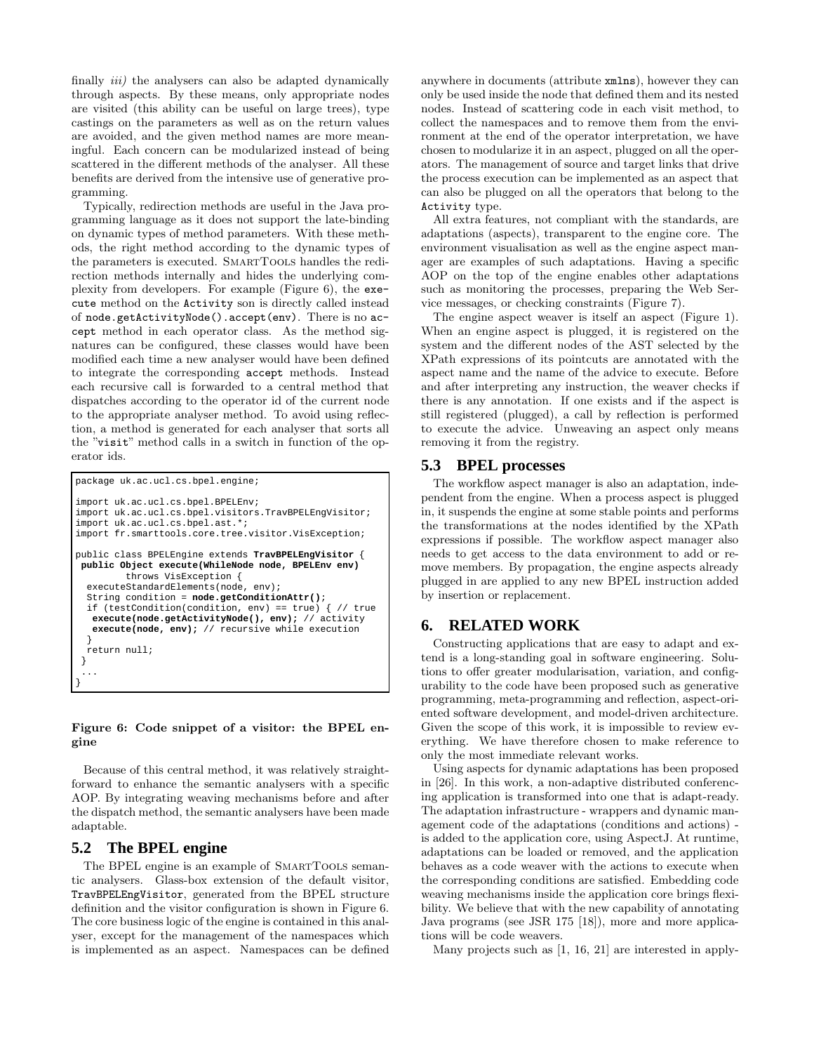finally *iii)* the analysers can also be adapted dynamically through aspects. By these means, only appropriate nodes are visited (this ability can be useful on large trees), type castings on the parameters as well as on the return values are avoided, and the given method names are more meaningful. Each concern can be modularized instead of being scattered in the different methods of the analyser. All these benefits are derived from the intensive use of generative programming.

Typically, redirection methods are useful in the Java programming language as it does not support the late-binding on dynamic types of method parameters. With these methods, the right method according to the dynamic types of the parameters is executed. SmartTools handles the redirection methods internally and hides the underlying complexity from developers. For example (Figure 6), the `execute` method on the `Activity` son is directly called instead of `node.getActivityNode().accept(env)`. There is no `accept` method in each operator class. As the method signatures can be configured, these classes would have been modified each time a new analyser would have been defined to integrate the corresponding `accept` methods. Instead each recursive call is forwarded to a central method that dispatches according to the operator id of the current node to the appropriate analyser method. To avoid using reflection, a method is generated for each analyser that sorts all the "`visit`" method calls in a switch in function of the operator ids.

```
package uk.ac.ucl.cs.bpel.engine;

import uk.ac.ucl.cs.bpel.BPELEnv;
import uk.ac.ucl.cs.bpel.visitors.TravBPELEngVisitor;
import uk.ac.ucl.cs.bpel.ast.*;
import fr.smarttools.core.tree.visitor.VisException;

public class BPELEngine extends TravBPELEngVisitor {
 public Object execute(WhileNode node, BPELEnv env)
         throws VisException {
  executeStandardElements(node, env);
  String condition = node.getConditionAttr();
  if (testCondition(condition, env) == true) { // true
   execute(node.getActivityNode(), env); // activity
   execute(node, env); // recursive while execution
  }
  return null;
 }
 ...
}
```

**Figure 6: Code snippet of a visitor: the BPEL engine**

Because of this central method, it was relatively straightforward to enhance the semantic analysers with a specific AOP. By integrating weaving mechanisms before and after the dispatch method, the semantic analysers have been made adaptable.

## 5.2 The BPEL engine

The BPEL engine is an example of SmartTools semantic analysers. Glass-box extension of the default visitor, `TravBPELEngVisitor`, generated from the BPEL structure definition and the visitor configuration is shown in Figure 6. The core business logic of the engine is contained in this analyser, except for the management of the namespaces which is implemented as an aspect. Namespaces can be defined anywhere in documents (attribute `xmlns`), however they can only be used inside the node that defined them and its nested nodes. Instead of scattering code in each visit method, to collect the namespaces and to remove them from the environment at the end of the operator interpretation, we have chosen to modularize it in an aspect, plugged on all the operators. The management of source and target links that drive the process execution can be implemented as an aspect that can also be plugged on all the operators that belong to the `Activity` type.

All extra features, not compliant with the standards, are adaptations (aspects), transparent to the engine core. The environment visualisation as well as the engine aspect manager are examples of such adaptations. Having a specific AOP on the top of the engine enables other adaptations such as monitoring the processes, preparing the Web Service messages, or checking constraints (Figure 7).

The engine aspect weaver is itself an aspect (Figure 1). When an engine aspect is plugged, it is registered on the system and the different nodes of the AST selected by the XPath expressions of its pointcuts are annotated with the aspect name and the name of the advice to execute. Before and after interpreting any instruction, the weaver checks if there is any annotation. If one exists and if the aspect is still registered (plugged), a call by reflection is performed to execute the advice. Unweaving an aspect only means removing it from the registry.

## 5.3 BPEL processes

The workflow aspect manager is also an adaptation, independent from the engine. When a process aspect is plugged in, it suspends the engine at some stable points and performs the transformations at the nodes identified by the XPath expressions if possible. The workflow aspect manager also needs to get access to the data environment to add or remove members. By propagation, the engine aspects already plugged in are applied to any new BPEL instruction added by insertion or replacement.

# 6. RELATED WORK

Constructing applications that are easy to adapt and extend is a long-standing goal in software engineering. Solutions to offer greater modularisation, variation, and configurability to the code have been proposed such as generative programming, meta-programming and reflection, aspect-oriented software development, and model-driven architecture. Given the scope of this work, it is impossible to review everything. We have therefore chosen to make reference to only the most immediate relevant works.

Using aspects for dynamic adaptations has been proposed in [26]. In this work, a non-adaptive distributed conferencing application is transformed into one that is adapt-ready. The adaptation infrastructure - wrappers and dynamic management code of the adaptations (conditions and actions) - is added to the application core, using AspectJ. At runtime, adaptations can be loaded or removed, and the application behaves as a code weaver with the actions to execute when the corresponding conditions are satisfied. Embedding code weaving mechanisms inside the application core brings flexibility. We believe that with the new capability of annotating Java programs (see JSR 175 [18]), more and more applications will be code weavers.

Many projects such as [1, 16, 21] are interested in apply-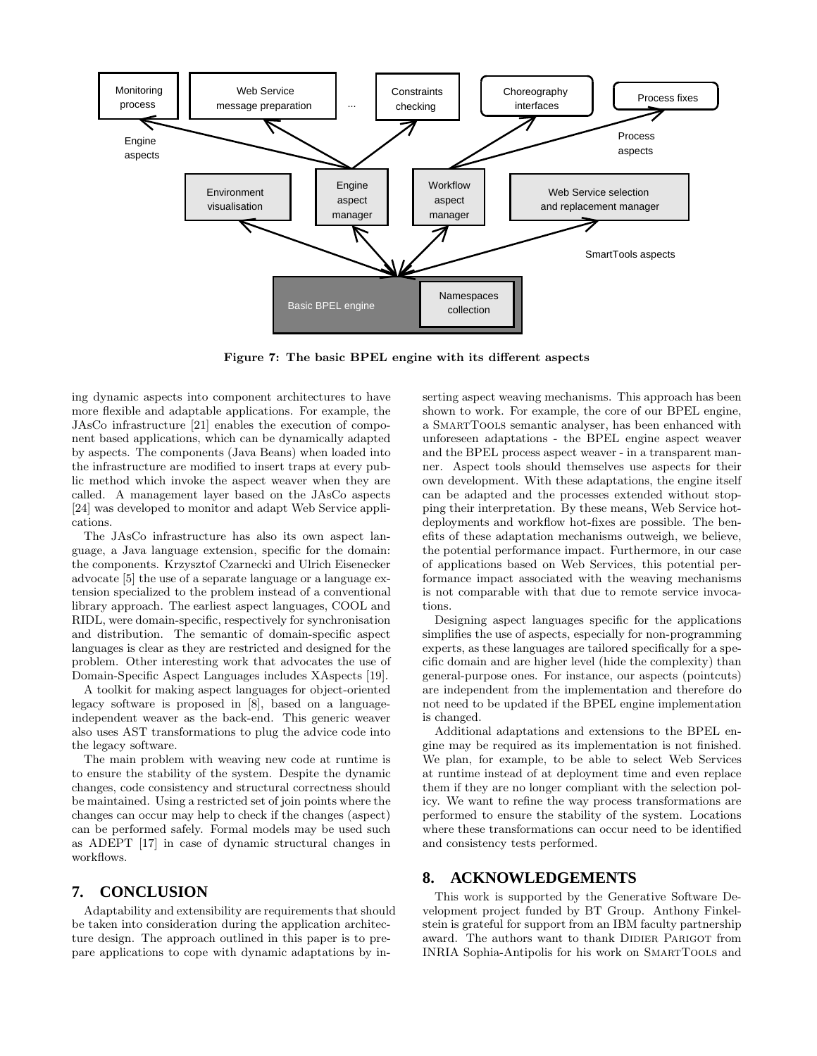Monitoring process

Web Service message preparation

...

Constraints checking

Choreography interfaces

Process fixes

Engine aspects

Process aspects

Environment visualisation

Engine aspect manager

Workflow aspect manager

Web Service selection and replacement manager

SmartTools aspects

Basic BPEL engine

Namespaces collection

**Figure 7: The basic BPEL engine with its different aspects**

ing dynamic aspects into component architectures to have more flexible and adaptable applications. For example, the JAsCo infrastructure [21] enables the execution of component based applications, which can be dynamically adapted by aspects. The components (Java Beans) when loaded into the infrastructure are modified to insert traps at every public method which invoke the aspect weaver when they are called. A management layer based on the JAsCo aspects [24] was developed to monitor and adapt Web Service applications.

The JAsCo infrastructure has also its own aspect language, a Java language extension, specific for the domain: the components. Krzysztof Czarnecki and Ulrich Eisenecker advocate [5] the use of a separate language or a language extension specialized to the problem instead of a conventional library approach. The earliest aspect languages, COOL and RIDL, were domain-specific, respectively for synchronisation and distribution. The semantic of domain-specific aspect languages is clear as they are restricted and designed for the problem. Other interesting work that advocates the use of Domain-Specific Aspect Languages includes XAspects [19].

A toolkit for making aspect languages for object-oriented legacy software is proposed in [8], based on a language-independent weaver as the back-end. This generic weaver also uses AST transformations to plug the advice code into the legacy software.

The main problem with weaving new code at runtime is to ensure the stability of the system. Despite the dynamic changes, code consistency and structural correctness should be maintained. Using a restricted set of join points where the changes can occur may help to check if the changes (aspect) can be performed safely. Formal models may be used such as ADEPT [17] in case of dynamic structural changes in workflows.

## 7. CONCLUSION

Adaptability and extensibility are requirements that should be taken into consideration during the application architecture design. The approach outlined in this paper is to prepare applications to cope with dynamic adaptations by inserting aspect weaving mechanisms. This approach has been shown to work. For example, the core of our BPEL engine, a SmartTools semantic analyser, has been enhanced with unforeseen adaptations - the BPEL engine aspect weaver and the BPEL process aspect weaver - in a transparent manner. Aspect tools should themselves use aspects for their own development. With these adaptations, the engine itself can be adapted and the processes extended without stopping their interpretation. By these means, Web Service hot-deployments and workflow hot-fixes are possible. The benefits of these adaptation mechanisms outweigh, we believe, the potential performance impact. Furthermore, in our case of applications based on Web Services, this potential performance impact associated with the weaving mechanisms is not comparable with that due to remote service invocations.

Designing aspect languages specific for the applications simplifies the use of aspects, especially for non-programming experts, as these languages are tailored specifically for a specific domain and are higher level (hide the complexity) than general-purpose ones. For instance, our aspects (pointcuts) are independent from the implementation and therefore do not need to be updated if the BPEL engine implementation is changed.

Additional adaptations and extensions to the BPEL engine may be required as its implementation is not finished. We plan, for example, to be able to select Web Services at runtime instead of at deployment time and even replace them if they are no longer compliant with the selection policy. We want to refine the way process transformations are performed to ensure the stability of the system. Locations where these transformations can occur need to be identified and consistency tests performed.

## 8. ACKNOWLEDGEMENTS

This work is supported by the Generative Software Development project funded by BT Group. Anthony Finkelstein is grateful for support from an IBM faculty partnership award. The authors want to thank Didier Parigot from INRIA Sophia-Antipolis for his work on SmartTools and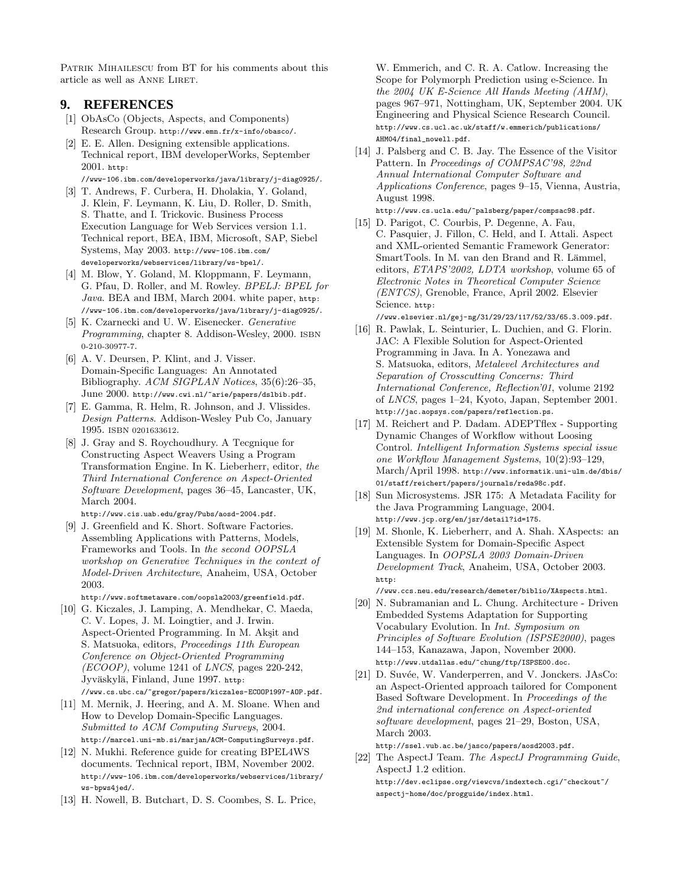Patrik Mihailescu from BT for his comments about this article as well as Anne Liret.

## 9. REFERENCES

[1] ObAsCo (Objects, Aspects, and Components) Research Group. http://www.emn.fr/x-info/obasco/.

[2] E. E. Allen. Designing extensible applications. Technical report, IBM developerWorks, September 2001. http://www-106.ibm.com/developerworks/java/library/j-diag0925/.

[3] T. Andrews, F. Curbera, H. Dholakia, Y. Goland, J. Klein, F. Leymann, K. Liu, D. Roller, D. Smith, S. Thatte, and I. Trickovic. Business Process Execution Language for Web Services version 1.1. Technical report, BEA, IBM, Microsoft, SAP, Siebel Systems, May 2003. http://www-106.ibm.com/developerworks/webservices/library/ws-bpel/.

[4] M. Blow, Y. Goland, M. Kloppmann, F. Leymann, G. Pfau, D. Roller, and M. Rowley. *BPELJ: BPEL for Java*. BEA and IBM, March 2004. white paper, http://www-106.ibm.com/developerworks/java/library/j-diag0925/.

[5] K. Czarnecki and U. W. Eisenecker. *Generative Programming*, chapter 8. Addison-Wesley, 2000. ISBN 0-210-30977-7.

[6] A. V. Deursen, P. Klint, and J. Visser. Domain-Specific Languages: An Annotated Bibliography. *ACM SIGPLAN Notices*, 35(6):26–35, June 2000. http://www.cwi.nl/~arie/papers/dslbib.pdf.

[7] E. Gamma, R. Helm, R. Johnson, and J. Vlissides. *Design Patterns*. Addison-Wesley Pub Co, January 1995. ISBN 0201633612.

[8] J. Gray and S. Roychoudhury. A Tecgnique for Constructing Aspect Weavers Using a Program Transformation Engine. In K. Lieberherr, editor, *the Third International Conference on Aspect-Oriented Software Development*, pages 36–45, Lancaster, UK, March 2004. http://www.cis.uab.edu/gray/Pubs/aosd-2004.pdf.

[9] J. Greenfield and K. Short. Software Factories. Assembling Applications with Patterns, Models, Frameworks and Tools. In *the second OOPSLA workshop on Generative Techniques in the context of Model-Driven Architecture*, Anaheim, USA, October 2003. http://www.softmetaware.com/oopsla2003/greenfield.pdf.

[10] G. Kiczales, J. Lamping, A. Mendhekar, C. Maeda, C. V. Lopes, J. M. Loingtier, and J. Irwin. Aspect-Oriented Programming. In M. Akşit and S. Matsuoka, editors, *Proceedings 11th European Conference on Object-Oriented Programming (ECOOP)*, volume 1241 of *LNCS*, pages 220-242, Jyväskylä, Finland, June 1997. http://www.cs.ubc.ca/~gregor/papers/kiczales-ECOOP1997-AOP.pdf.

[11] M. Mernik, J. Heering, and A. M. Sloane. When and How to Develop Domain-Specific Languages. *Submitted to ACM Computing Surveys*, 2004. http://marcel.uni-mb.si/marjan/ACM-ComputingSurveys.pdf.

[12] N. Mukhi. Reference guide for creating BPEL4WS documents. Technical report, IBM, November 2002. http://www-106.ibm.com/developerworks/webservices/library/ws-bpws4jed/.

[13] H. Nowell, B. Butchart, D. S. Coombes, S. L. Price, W. Emmerich, and C. R. A. Catlow. Increasing the Scope for Polymorph Prediction using e-Science. In *the 2004 UK E-Science All Hands Meeting (AHM)*, pages 967–971, Nottingham, UK, September 2004. UK Engineering and Physical Science Research Council. http://www.cs.ucl.ac.uk/staff/w.emmerich/publications/AHM04/final_nowell.pdf.

[14] J. Palsberg and C. B. Jay. The Essence of the Visitor Pattern. In *Proceedings of COMPSAC'98, 22nd Annual International Computer Software and Applications Conference*, pages 9–15, Vienna, Austria, August 1998. http://www.cs.ucla.edu/~palsberg/paper/compsac98.pdf.

[15] D. Parigot, C. Courbis, P. Degenne, A. Fau, C. Pasquier, J. Fillon, C. Held, and I. Attali. Aspect and XML-oriented Semantic Framework Generator: SmartTools. In M. van den Brand and R. Lämmel, editors, *ETAPS'2002, LDTA workshop*, volume 65 of *Electronic Notes in Theoretical Computer Science (ENTCS)*, Grenoble, France, April 2002. Elsevier Science. http://www.elsevier.nl/gej-ng/31/29/23/117/52/33/65.3.009.pdf.

[16] R. Pawlak, L. Seinturier, L. Duchien, and G. Florin. JAC: A Flexible Solution for Aspect-Oriented Programming in Java. In A. Yonezawa and S. Matsuoka, editors, *Metalevel Architectures and Separation of Crosscutting Concerns: Third International Conference, Reflection'01*, volume 2192 of *LNCS*, pages 1–24, Kyoto, Japan, September 2001. http://jac.aopsys.com/papers/reflection.ps.

[17] M. Reichert and P. Dadam. ADEPTflex - Supporting Dynamic Changes of Workflow without Loosing Control. *Intelligent Information Systems special issue one Workflow Management Systems*, 10(2):93–129, March/April 1998. http://www.informatik.uni-ulm.de/dbis/01/staff/reichert/papers/journals/reda98c.pdf.

[18] Sun Microsystems. JSR 175: A Metadata Facility for the Java Programming Language, 2004. http://www.jcp.org/en/jsr/detail?id=175.

[19] M. Shonle, K. Lieberherr, and A. Shah. XAspects: an Extensible System for Domain-Specific Aspect Languages. In *OOPSLA 2003 Domain-Driven Development Track*, Anaheim, USA, October 2003. http://www.ccs.neu.edu/research/demeter/biblio/XAspects.html.

[20] N. Subramanian and L. Chung. Architecture - Driven Embedded Systems Adaptation for Supporting Vocabulary Evolution. In *Int. Symposium on Principles of Software Evolution (ISPSE2000)*, pages 144–153, Kanazawa, Japon, November 2000. http://www.utdallas.edu/~chung/ftp/ISPSE00.doc.

[21] D. Suvée, W. Vanderperren, and V. Jonckers. JAsCo: an Aspect-Oriented approach tailored for Component Based Software Development. In *Proceedings of the 2nd international conference on Aspect-oriented software development*, pages 21–29, Boston, USA, March 2003. http://ssel.vub.ac.be/jasco/papers/aosd2003.pdf.

[22] The AspectJ Team. *The AspectJ Programming Guide*, AspectJ 1.2 edition. http://dev.eclipse.org/viewcvs/indextech.cgi/~checkout~/aspectj-home/doc/progguide/index.html.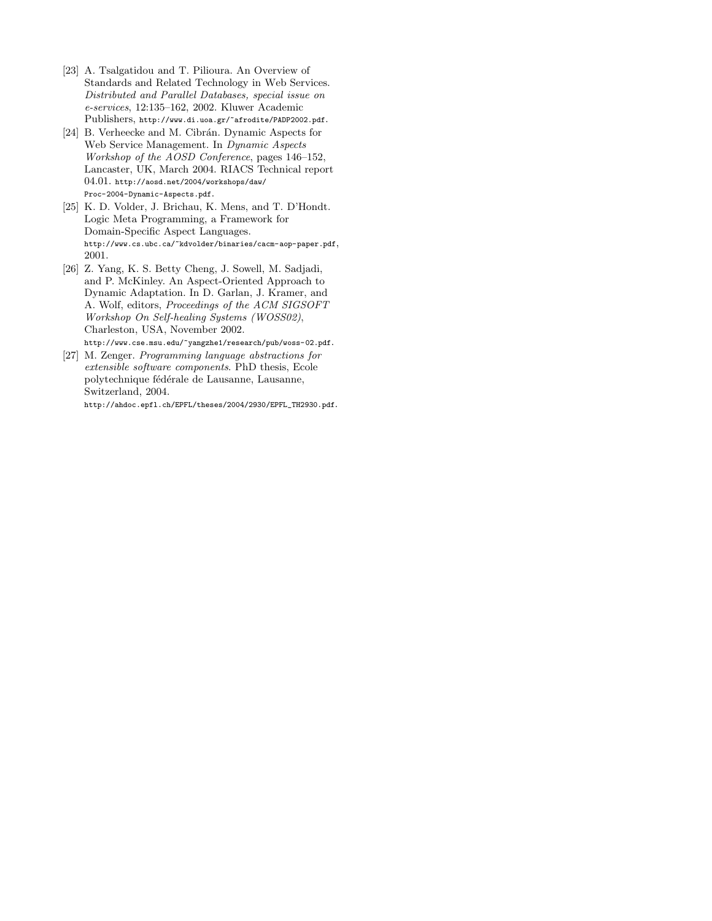[23] A. Tsalgatidou and T. Pilioura. An Overview of Standards and Related Technology in Web Services. *Distributed and Parallel Databases, special issue on e-services*, 12:135–162, 2002. Kluwer Academic Publishers, http://www.di.uoa.gr/~afrodite/PADP2002.pdf.

[24] B. Verheecke and M. Cibrán. Dynamic Aspects for Web Service Management. In *Dynamic Aspects Workshop of the AOSD Conference*, pages 146–152, Lancaster, UK, March 2004. RIACS Technical report 04.01. http://aosd.net/2004/workshops/daw/Proc-2004-Dynamic-Aspects.pdf.

[25] K. D. Volder, J. Brichau, K. Mens, and T. D'Hondt. Logic Meta Programming, a Framework for Domain-Specific Aspect Languages. http://www.cs.ubc.ca/~kdvolder/binaries/cacm-aop-paper.pdf, 2001.

[26] Z. Yang, K. S. Betty Cheng, J. Sowell, M. Sadjadi, and P. McKinley. An Aspect-Oriented Approach to Dynamic Adaptation. In D. Garlan, J. Kramer, and A. Wolf, editors, *Proceedings of the ACM SIGSOFT Workshop On Self-healing Systems (WOSS02)*, Charleston, USA, November 2002. http://www.cse.msu.edu/~yangzhe1/research/pub/woss-02.pdf.

[27] M. Zenger. *Programming language abstractions for extensible software components*. PhD thesis, Ecole polytechnique fédérale de Lausanne, Lausanne, Switzerland, 2004. http://ahdoc.epfl.ch/EPFL/theses/2004/2930/EPFL_TH2930.pdf.